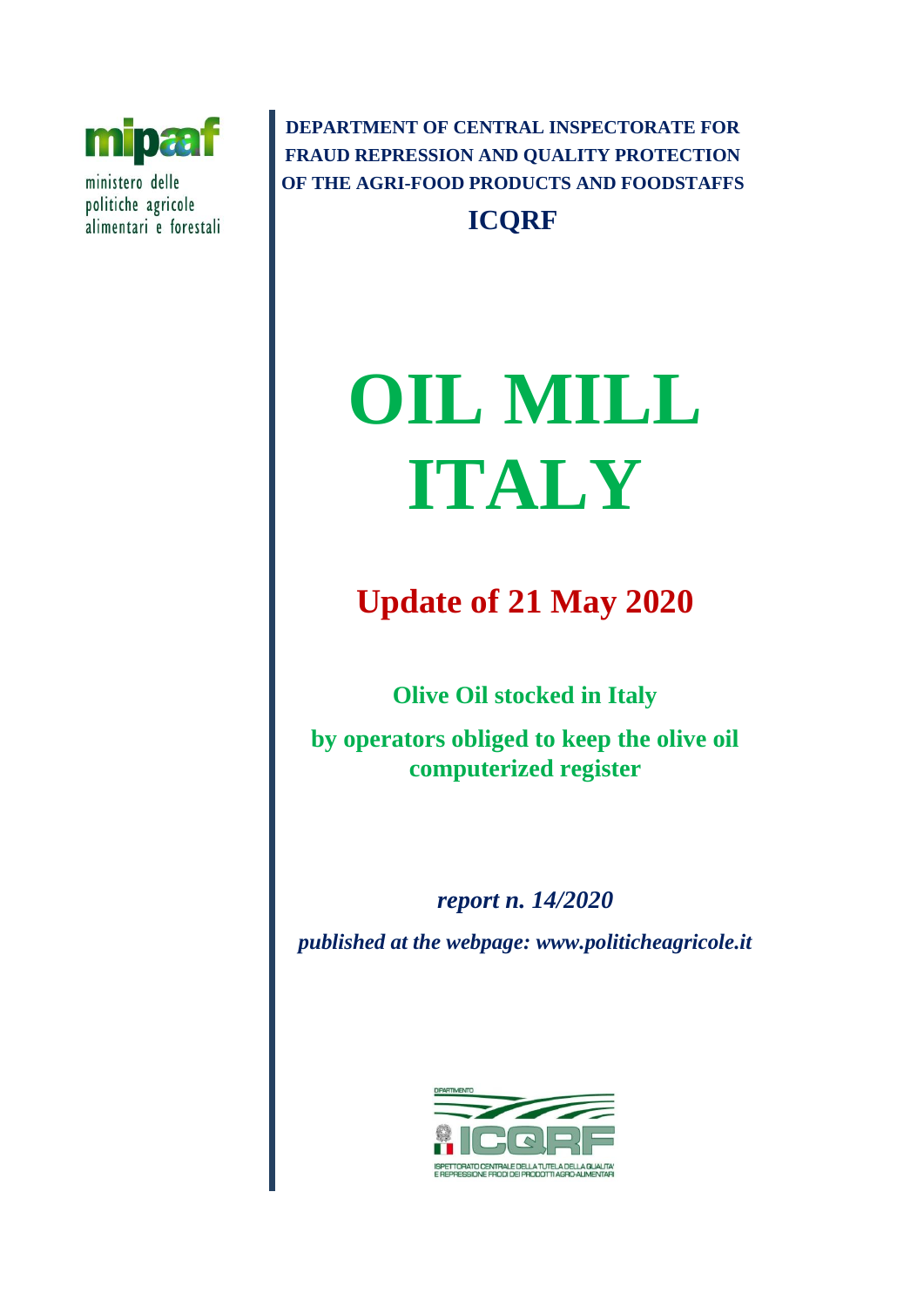mipaaf

ministero delle politiche agricole alimentari e forestali

**DEPARTMENT OF CENTRAL INSPECTORATE FOR FRAUD REPRESSION AND QUALITY PROTECTION OF THE AGRI-FOOD PRODUCTS AND FOODSTAFFS**

**ICQRF**

# OIL MILL ITALY

## Update of 21 May 2020

**Olive Oil stocked in Italy**

**by operators obliged to keep the olive oil computerized register**

***report n. 14/2020***

***published at the webpage: www.politicheagricole.it***

DIPARTIMENTO ICQRF

ISPETTORATO CENTRALE DELLA TUTELA DELLA QUALITA' E REPRESSIONE FRODI DEI PRODOTTI AGRO-ALIMENTARI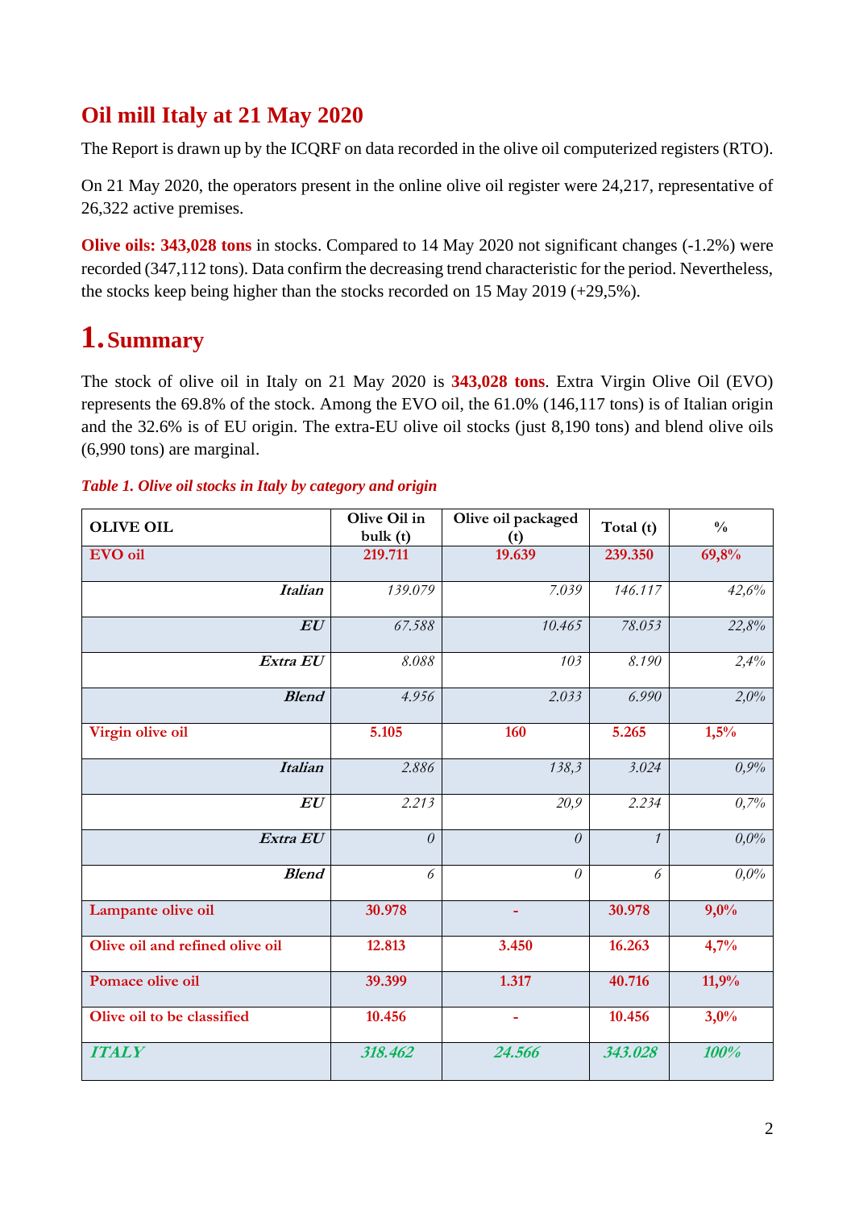# Oil mill Italy at 21 May 2020

The Report is drawn up by the ICQRF on data recorded in the olive oil computerized registers (RTO).

On 21 May 2020, the operators present in the online olive oil register were 24,217, representative of 26,322 active premises.

**Olive oils: 343,028 tons** in stocks. Compared to 14 May 2020 not significant changes (-1.2%) were recorded (347,112 tons). Data confirm the decreasing trend characteristic for the period. Nevertheless, the stocks keep being higher than the stocks recorded on 15 May 2019 (+29,5%).

# 1. Summary

The stock of olive oil in Italy on 21 May 2020 is **343,028 tons**. Extra Virgin Olive Oil (EVO) represents the 69.8% of the stock. Among the EVO oil, the 61.0% (146,117 tons) is of Italian origin and the 32.6% is of EU origin. The extra-EU olive oil stocks (just 8,190 tons) and blend olive oils (6,990 tons) are marginal.

*Table 1. Olive oil stocks in Italy by category and origin*

| OLIVE OIL | Olive Oil in bulk (t) | Olive oil packaged (t) | Total (t) | % |
|---|---|---|---|---|
| **EVO oil** | **219.711** | **19.639** | **239.350** | **69,8%** |
| ***Italian*** | *139.079* | *7.039* | *146.117* | *42,6%* |
| ***EU*** | *67.588* | *10.465* | *78.053* | *22,8%* |
| ***Extra EU*** | *8.088* | *103* | *8.190* | *2,4%* |
| ***Blend*** | *4.956* | *2.033* | *6.990* | *2,0%* |
| **Virgin olive oil** | **5.105** | **160** | **5.265** | **1,5%** |
| ***Italian*** | *2.886* | *138,3* | *3.024* | *0,9%* |
| ***EU*** | *2.213* | *20,9* | *2.234* | *0,7%* |
| ***Extra EU*** | *0* | *0* | *1* | *0,0%* |
| ***Blend*** | *6* | *0* | *6* | *0,0%* |
| **Lampante olive oil** | **30.978** | **-** | **30.978** | **9,0%** |
| **Olive oil and refined olive oil** | **12.813** | **3.450** | **16.263** | **4,7%** |
| **Pomace olive oil** | **39.399** | **1.317** | **40.716** | **11,9%** |
| **Olive oil to be classified** | **10.456** | **-** | **10.456** | **3,0%** |
| ***ITALY*** | ***318.462*** | ***24.566*** | ***343.028*** | ***100%*** |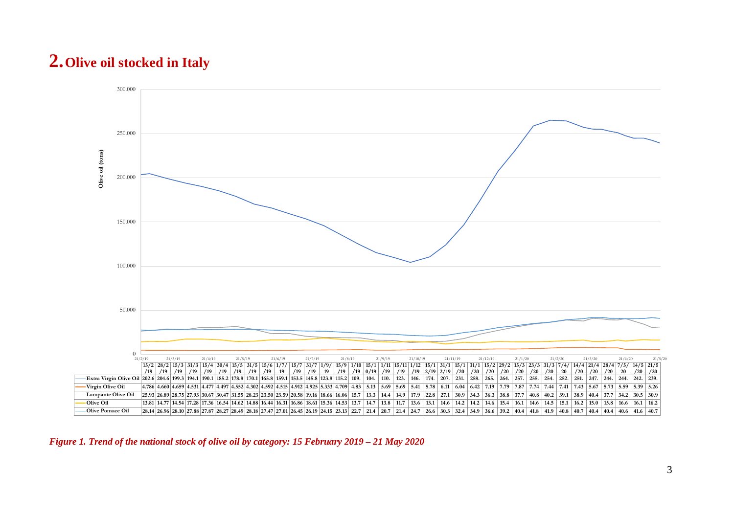# 2. Olive oil stocked in Italy

| | 15/2/19 | 28/2/19 | 15/3/19 | 31/3/19 | 15/4/19 | 30/4/19 | 15/5/19 | 31/5/19 | 15/6/19 | 1/7/19 | 15/7/19 | 31/7/19 | 1/9/19 | 15/9/19 | 1/10/19 | 15/10/19 | 1/11/19 | 15/11/19 | 1/12/19 | 15/12/19 | 31/12/19 | 15/1/20 | 31/1/20 | 15/2/20 | 29/2/20 | 15/3/20 | 23/3/20 | 31/3/20 | 7/4/20 | 14/4/20 | 21/4/20 | 28/4/20 | 7/5/20 | 14/5/20 | 21/5/20 |
|---|---|---|---|---|---|---|---|---|---|---|---|---|---|---|---|---|---|---|---|---|---|---|---|---|---|---|---|---|---|---|---|---|---|---|---|
| Extra Virgin Olive Oil | 202.6 | 204.6 | 199.3 | 194.1 | 190.1 | 185.2 | 178.8 | 170.1 | 165.8 | 159.1 | 153.5 | 145.8 | 123.8 | 115.2 | 109. | 104. | 110. | 123. | 146. | 174. | 207. | 231. | 258. | 265. | 264. | 257. | 255. | 254. | 252. | 251. | 247. | 244. | 244. | 242. | 239. |
| Virgin Olive Oil | 4.786 | 4.660 | 4.659 | 4.531 | 4.477 | 4.497 | 4.552 | 4.302 | 4.592 | 4.515 | 4.912 | 4.925 | 5.333 | 4.709 | 4.83 | 5.13 | 5.69 | 5.69 | 5.41 | 5.78 | 6.11 | 6.04 | 6.42 | 7.19 | 7.79 | 7.87 | 7.74 | 7.44 | 7.41 | 7.43 | 5.67 | 5.73 | 5.59 | 5.39 | 5.26 |
| Lampante Olive Oil | 25.93 | 26.89 | 28.75 | 27.93 | 30.67 | 30.47 | 31.55 | 28.23 | 23.50 | 23.59 | 20.58 | 19.16 | 18.66 | 16.06 | 15.7 | 13.3 | 14.4 | 14.9 | 17.9 | 22.8 | 27.1 | 30.9 | 34.3 | 36.3 | 38.8 | 37.7 | 40.8 | 40.2 | 39.1 | 38.9 | 40.4 | 37.7 | 34.2 | 30.5 | 30.9 |
| Olive Oil | 13.81 | 14.77 | 14.54 | 17.28 | 17.36 | 16.54 | 14.62 | 14.88 | 16.44 | 16.31 | 16.86 | 18.61 | 15.36 | 14.53 | 13.7 | 14.7 | 13.8 | 11.7 | 13.6 | 13.1 | 14.6 | 14.2 | 14.2 | 14.6 | 15.4 | 16.1 | 14.6 | 14.5 | 15.1 | 16.2 | 15.0 | 15.8 | 16.6 | 16.1 | 16.2 |
| Olive Pomace Oil | 28.14 | 26.96 | 28.10 | 27.88 | 27.87 | 28.27 | 28.49 | 28.18 | 27.47 | 27.01 | 26.45 | 26.19 | 24.15 | 23.13 | 22.7 | 21.4 | 20.7 | 21.4 | 24.7 | 26.6 | 30.3 | 32.4 | 34.9 | 36.6 | 39.2 | 40.4 | 41.8 | 41.9 | 40.8 | 40.7 | 40.4 | 40.4 | 40.6 | 41.6 | 40.7 |

*Figure 1. Trend of the national stock of olive oil by category: 15 February 2019 – 21 May 2020*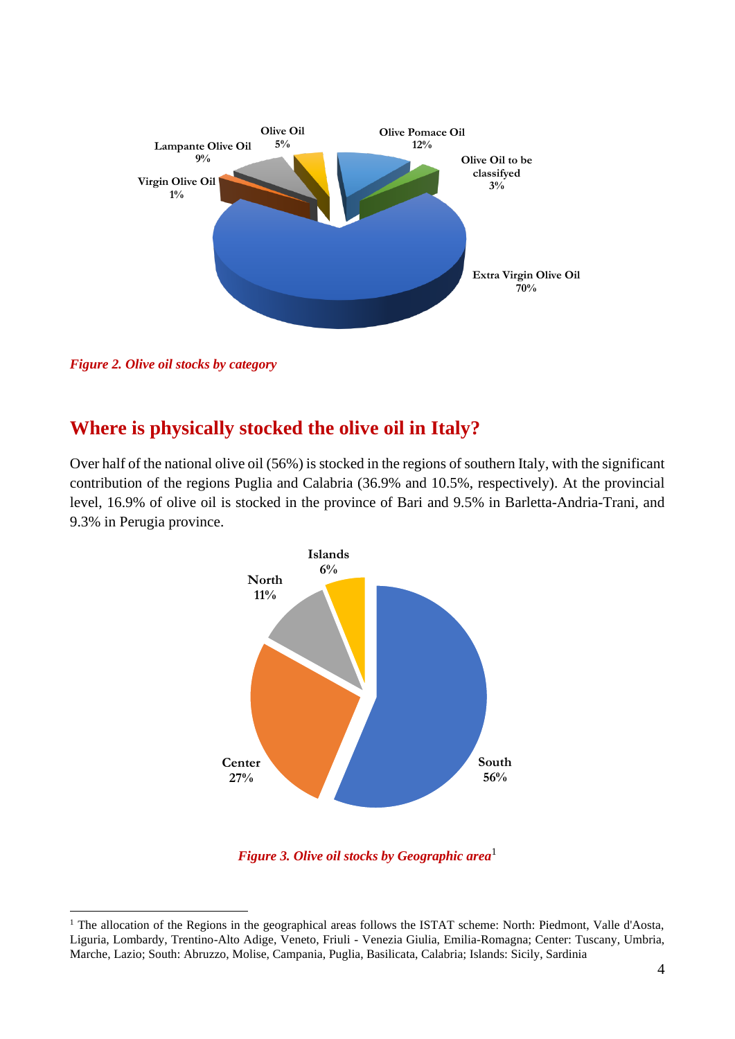*Figure 2. Olive oil stocks by category*

## Where is physically stocked the olive oil in Italy?

Over half of the national olive oil (56%) is stocked in the regions of southern Italy, with the significant contribution of the regions Puglia and Calabria (36.9% and 10.5%, respectively). At the provincial level, 16.9% of olive oil is stocked in the province of Bari and 9.5% in Barletta-Andria-Trani, and 9.3% in Perugia province.

*Figure 3. Olive oil stocks by Geographic area*[1]

[1] The allocation of the Regions in the geographical areas follows the ISTAT scheme: North: Piedmont, Valle d'Aosta, Liguria, Lombardy, Trentino-Alto Adige, Veneto, Friuli - Venezia Giulia, Emilia-Romagna; Center: Tuscany, Umbria, Marche, Lazio; South: Abruzzo, Molise, Campania, Puglia, Basilicata, Calabria; Islands: Sicily, Sardinia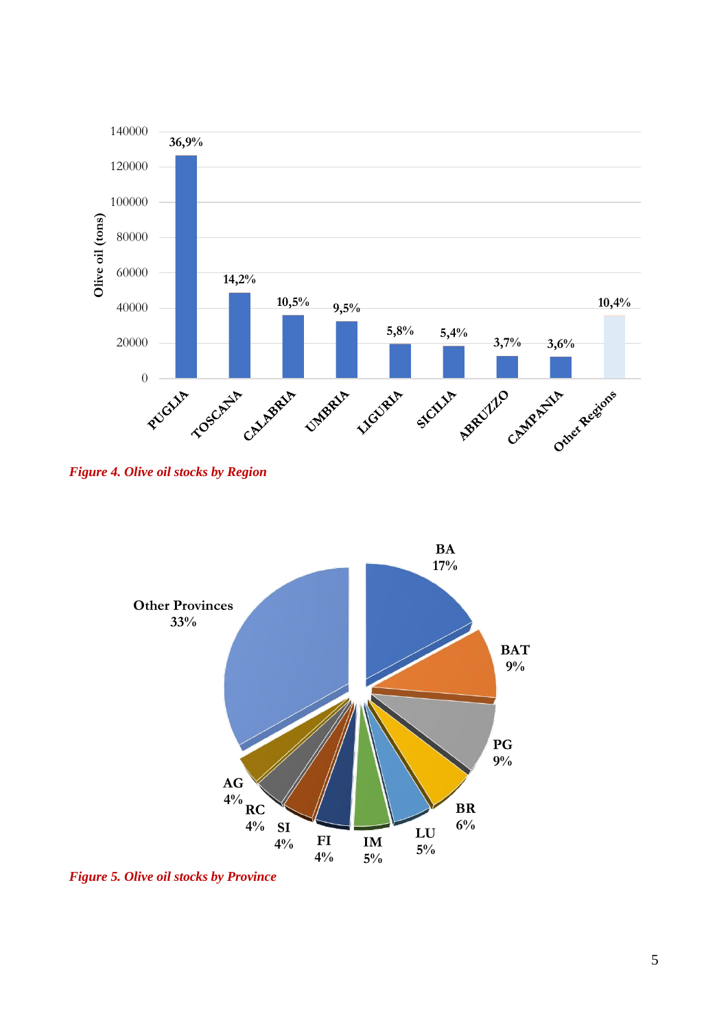*Figure 4. Olive oil stocks by Region*

*Figure 5. Olive oil stocks by Province*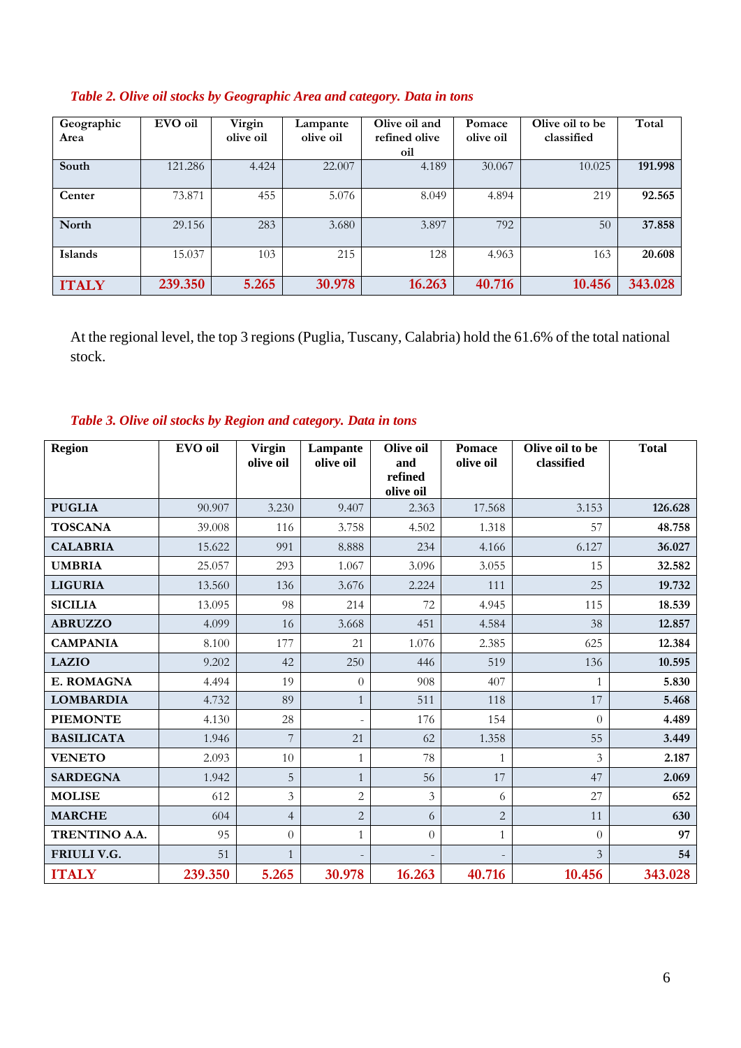*Table 2. Olive oil stocks by Geographic Area and category. Data in tons*

| Geographic Area | EVO oil | Virgin olive oil | Lampante olive oil | Olive oil and refined olive oil | Pomace olive oil | Olive oil to be classified | Total |
|---|---|---|---|---|---|---|---|
| South | 121.286 | 4.424 | 22.007 | 4.189 | 30.067 | 10.025 | **191.998** |
| Center | 73.871 | 455 | 5.076 | 8.049 | 4.894 | 219 | **92.565** |
| North | 29.156 | 283 | 3.680 | 3.897 | 792 | 50 | **37.858** |
| Islands | 15.037 | 103 | 215 | 128 | 4.963 | 163 | **20.608** |
| **ITALY** | **239.350** | **5.265** | **30.978** | **16.263** | **40.716** | **10.456** | **343.028** |

At the regional level, the top 3 regions (Puglia, Tuscany, Calabria) hold the 61.6% of the total national stock.

*Table 3. Olive oil stocks by Region and category. Data in tons*

| Region | EVO oil | Virgin olive oil | Lampante olive oil | Olive oil and refined olive oil | Pomace olive oil | Olive oil to be classified | Total |
|---|---|---|---|---|---|---|---|
| **PUGLIA** | 90.907 | 3.230 | 9.407 | 2.363 | 17.568 | 3.153 | **126.628** |
| **TOSCANA** | 39.008 | 116 | 3.758 | 4.502 | 1.318 | 57 | **48.758** |
| **CALABRIA** | 15.622 | 991 | 8.888 | 234 | 4.166 | 6.127 | **36.027** |
| **UMBRIA** | 25.057 | 293 | 1.067 | 3.096 | 3.055 | 15 | **32.582** |
| **LIGURIA** | 13.560 | 136 | 3.676 | 2.224 | 111 | 25 | **19.732** |
| **SICILIA** | 13.095 | 98 | 214 | 72 | 4.945 | 115 | **18.539** |
| **ABRUZZO** | 4.099 | 16 | 3.668 | 451 | 4.584 | 38 | **12.857** |
| **CAMPANIA** | 8.100 | 177 | 21 | 1.076 | 2.385 | 625 | **12.384** |
| **LAZIO** | 9.202 | 42 | 250 | 446 | 519 | 136 | **10.595** |
| **E. ROMAGNA** | 4.494 | 19 | 0 | 908 | 407 | 1 | **5.830** |
| **LOMBARDIA** | 4.732 | 89 | 1 | 511 | 118 | 17 | **5.468** |
| **PIEMONTE** | 4.130 | 28 | - | 176 | 154 | 0 | **4.489** |
| **BASILICATA** | 1.946 | 7 | 21 | 62 | 1.358 | 55 | **3.449** |
| **VENETO** | 2.093 | 10 | 1 | 78 | 1 | 3 | **2.187** |
| **SARDEGNA** | 1.942 | 5 | 1 | 56 | 17 | 47 | **2.069** |
| **MOLISE** | 612 | 3 | 2 | 3 | 6 | 27 | **652** |
| **MARCHE** | 604 | 4 | 2 | 6 | 2 | 11 | **630** |
| **TRENTINO A.A.** | 95 | 0 | 1 | 0 | 1 | 0 | **97** |
| **FRIULI V.G.** | 51 | 1 | - | - | - | 3 | **54** |
| **ITALY** | **239.350** | **5.265** | **30.978** | **16.263** | **40.716** | **10.456** | **343.028** |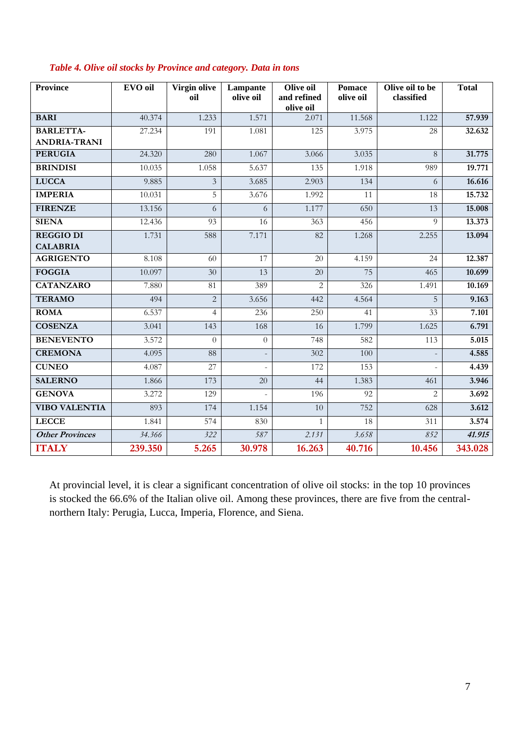*Table 4. Olive oil stocks by Province and category. Data in tons*

| Province | EVO oil | Virgin olive oil | Lampante olive oil | Olive oil and refined olive oil | Pomace olive oil | Olive oil to be classified | Total |
|---|---|---|---|---|---|---|---|
| **BARI** | 40.374 | 1.233 | 1.571 | 2.071 | 11.568 | 1.122 | **57.939** |
| **BARLETTA-ANDRIA-TRANI** | 27.234 | 191 | 1.081 | 125 | 3.975 | 28 | **32.632** |
| **PERUGIA** | 24.320 | 280 | 1.067 | 3.066 | 3.035 | 8 | **31.775** |
| **BRINDISI** | 10.035 | 1.058 | 5.637 | 135 | 1.918 | 989 | **19.771** |
| **LUCCA** | 9.885 | 3 | 3.685 | 2.903 | 134 | 6 | **16.616** |
| **IMPERIA** | 10.031 | 5 | 3.676 | 1.992 | 11 | 18 | **15.732** |
| **FIRENZE** | 13.156 | 6 | 6 | 1.177 | 650 | 13 | **15.008** |
| **SIENA** | 12.436 | 93 | 16 | 363 | 456 | 9 | **13.373** |
| **REGGIO DI CALABRIA** | 1.731 | 588 | 7.171 | 82 | 1.268 | 2.255 | **13.094** |
| **AGRIGENTO** | 8.108 | 60 | 17 | 20 | 4.159 | 24 | **12.387** |
| **FOGGIA** | 10.097 | 30 | 13 | 20 | 75 | 465 | **10.699** |
| **CATANZARO** | 7.880 | 81 | 389 | 2 | 326 | 1.491 | **10.169** |
| **TERAMO** | 494 | 2 | 3.656 | 442 | 4.564 | 5 | **9.163** |
| **ROMA** | 6.537 | 4 | 236 | 250 | 41 | 33 | **7.101** |
| **COSENZA** | 3.041 | 143 | 168 | 16 | 1.799 | 1.625 | **6.791** |
| **BENEVENTO** | 3.572 | 0 | 0 | 748 | 582 | 113 | **5.015** |
| **CREMONA** | 4.095 | 88 | - | 302 | 100 | - | **4.585** |
| **CUNEO** | 4.087 | 27 | - | 172 | 153 | - | **4.439** |
| **SALERNO** | 1.866 | 173 | 20 | 44 | 1.383 | 461 | **3.946** |
| **GENOVA** | 3.272 | 129 | - | 196 | 92 | 2 | **3.692** |
| **VIBO VALENTIA** | 893 | 174 | 1.154 | 10 | 752 | 628 | **3.612** |
| **LECCE** | 1.841 | 574 | 830 | 1 | 18 | 311 | **3.574** |
| ***Other Provinces*** | *34.366* | *322* | *587* | *2.131* | *3.658* | *852* | ***41.915*** |
| **ITALY** | **239.350** | **5.265** | **30.978** | **16.263** | **40.716** | **10.456** | **343.028** |

At provincial level, it is clear a significant concentration of olive oil stocks: in the top 10 provinces is stocked the 66.6% of the Italian olive oil. Among these provinces, there are five from the central-northern Italy: Perugia, Lucca, Imperia, Florence, and Siena.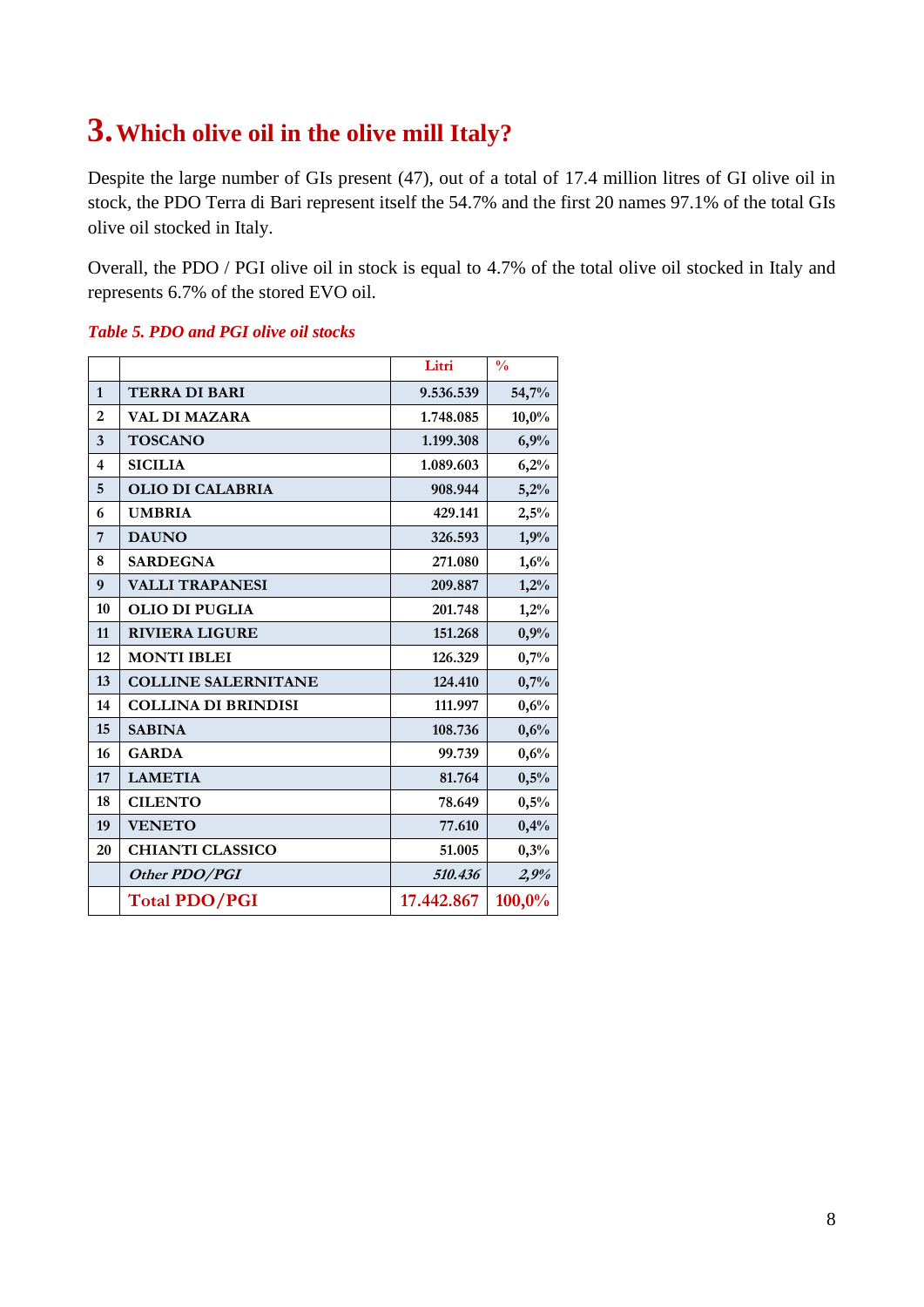# 3. Which olive oil in the olive mill Italy?

Despite the large number of GIs present (47), out of a total of 17.4 million litres of GI olive oil in stock, the PDO Terra di Bari represent itself the 54.7% and the first 20 names 97.1% of the total GIs olive oil stocked in Italy.

Overall, the PDO / PGI olive oil in stock is equal to 4.7% of the total olive oil stocked in Italy and represents 6.7% of the stored EVO oil.

*Table 5. PDO and PGI olive oil stocks*

| | | Litri | % |
|---|---|---|---|
| 1 | **TERRA DI BARI** | 9.536.539 | 54,7% |
| 2 | **VAL DI MAZARA** | 1.748.085 | 10,0% |
| 3 | **TOSCANO** | 1.199.308 | 6,9% |
| 4 | **SICILIA** | 1.089.603 | 6,2% |
| 5 | **OLIO DI CALABRIA** | 908.944 | 5,2% |
| 6 | **UMBRIA** | 429.141 | 2,5% |
| 7 | **DAUNO** | 326.593 | 1,9% |
| 8 | **SARDEGNA** | 271.080 | 1,6% |
| 9 | **VALLI TRAPANESI** | 209.887 | 1,2% |
| 10 | **OLIO DI PUGLIA** | 201.748 | 1,2% |
| 11 | **RIVIERA LIGURE** | 151.268 | 0,9% |
| 12 | **MONTI IBLEI** | 126.329 | 0,7% |
| 13 | **COLLINE SALERNITANE** | 124.410 | 0,7% |
| 14 | **COLLINA DI BRINDISI** | 111.997 | 0,6% |
| 15 | **SABINA** | 108.736 | 0,6% |
| 16 | **GARDA** | 99.739 | 0,6% |
| 17 | **LAMETIA** | 81.764 | 0,5% |
| 18 | **CILENTO** | 78.649 | 0,5% |
| 19 | **VENETO** | 77.610 | 0,4% |
| 20 | **CHIANTI CLASSICO** | 51.005 | 0,3% |
| | *Other PDO/PGI* | *510.436* | *2,9%* |
| | **Total PDO/PGI** | **17.442.867** | **100,0%** |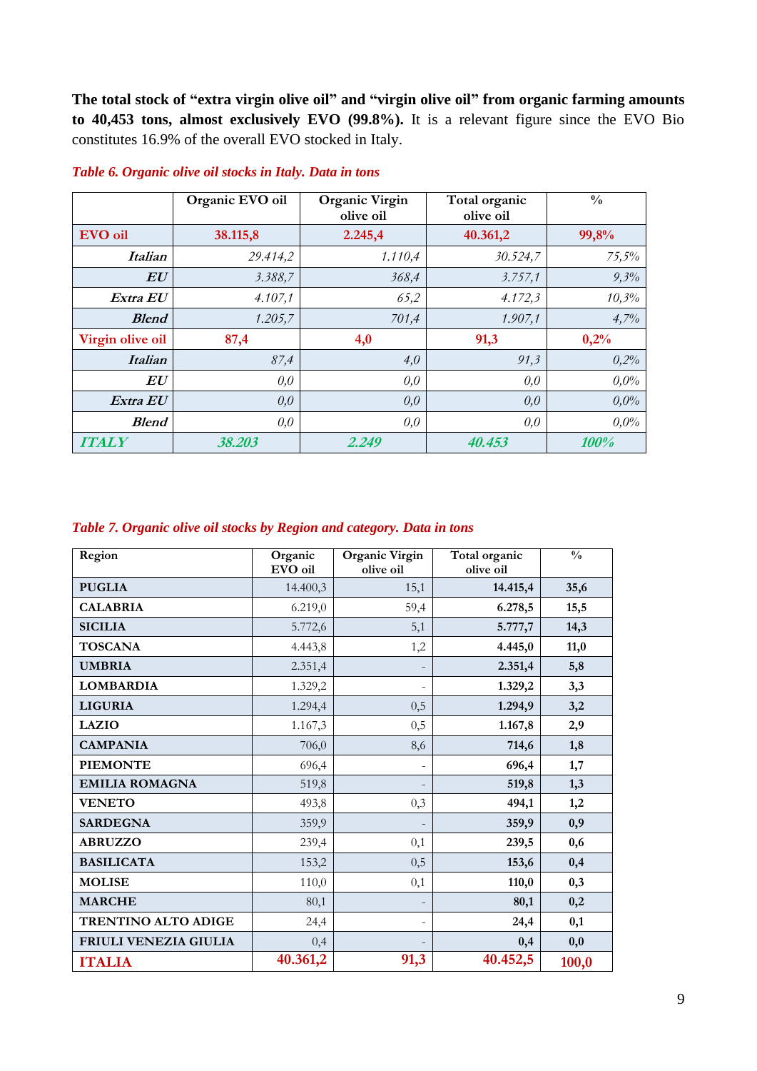**The total stock of "extra virgin olive oil" and "virgin olive oil" from organic farming amounts to 40,453 tons, almost exclusively EVO (99.8%).** It is a relevant figure since the EVO Bio constitutes 16.9% of the overall EVO stocked in Italy.

*Table 6. Organic olive oil stocks in Italy. Data in tons*

| | Organic EVO oil | Organic Virgin olive oil | Total organic olive oil | % |
|---|---|---|---|---|
| **EVO oil** | **38.115,8** | **2.245,4** | **40.361,2** | **99,8%** |
| ***Italian*** | *29.414,2* | *1.110,4* | *30.524,7* | *75,5%* |
| ***EU*** | *3.388,7* | *368,4* | *3.757,1* | *9,3%* |
| ***Extra EU*** | *4.107,1* | *65,2* | *4.172,3* | *10,3%* |
| ***Blend*** | *1.205,7* | *701,4* | *1.907,1* | *4,7%* |
| **Virgin olive oil** | **87,4** | **4,0** | **91,3** | **0,2%** |
| ***Italian*** | *87,4* | *4,0* | *91,3* | *0,2%* |
| ***EU*** | *0,0* | *0,0* | *0,0* | *0,0%* |
| ***Extra EU*** | *0,0* | *0,0* | *0,0* | *0,0%* |
| ***Blend*** | *0,0* | *0,0* | *0,0* | *0,0%* |
| ***ITALY*** | ***38.203*** | ***2.249*** | ***40.453*** | ***100%*** |

*Table 7. Organic olive oil stocks by Region and category. Data in tons*

| Region | Organic EVO oil | Organic Virgin olive oil | Total organic olive oil | % |
|---|---|---|---|---|
| **PUGLIA** | 14.400,3 | 15,1 | **14.415,4** | **35,6** |
| **CALABRIA** | 6.219,0 | 59,4 | **6.278,5** | **15,5** |
| **SICILIA** | 5.772,6 | 5,1 | **5.777,7** | **14,3** |
| **TOSCANA** | 4.443,8 | 1,2 | **4.445,0** | **11,0** |
| **UMBRIA** | 2.351,4 | - | **2.351,4** | **5,8** |
| **LOMBARDIA** | 1.329,2 | - | **1.329,2** | **3,3** |
| **LIGURIA** | 1.294,4 | 0,5 | **1.294,9** | **3,2** |
| **LAZIO** | 1.167,3 | 0,5 | **1.167,8** | **2,9** |
| **CAMPANIA** | 706,0 | 8,6 | **714,6** | **1,8** |
| **PIEMONTE** | 696,4 | - | **696,4** | **1,7** |
| **EMILIA ROMAGNA** | 519,8 | - | **519,8** | **1,3** |
| **VENETO** | 493,8 | 0,3 | **494,1** | **1,2** |
| **SARDEGNA** | 359,9 | - | **359,9** | **0,9** |
| **ABRUZZO** | 239,4 | 0,1 | **239,5** | **0,6** |
| **BASILICATA** | 153,2 | 0,5 | **153,6** | **0,4** |
| **MOLISE** | 110,0 | 0,1 | **110,0** | **0,3** |
| **MARCHE** | 80,1 | - | **80,1** | **0,2** |
| **TRENTINO ALTO ADIGE** | 24,4 | - | **24,4** | **0,1** |
| **FRIULI VENEZIA GIULIA** | 0,4 | - | **0,4** | **0,0** |
| **ITALIA** | **40.361,2** | **91,3** | **40.452,5** | **100,0** |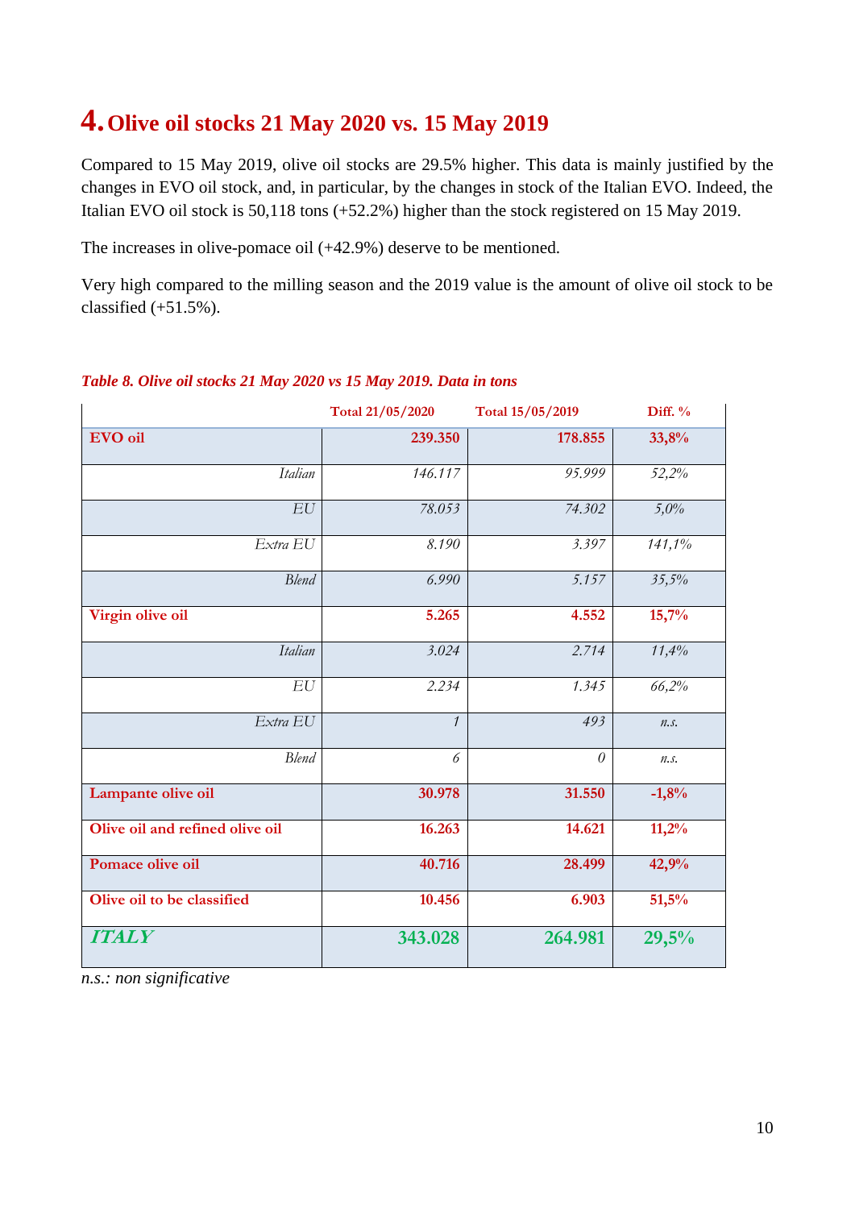# 4. Olive oil stocks 21 May 2020 vs. 15 May 2019

Compared to 15 May 2019, olive oil stocks are 29.5% higher. This data is mainly justified by the changes in EVO oil stock, and, in particular, by the changes in stock of the Italian EVO. Indeed, the Italian EVO oil stock is 50,118 tons (+52.2%) higher than the stock registered on 15 May 2019.

The increases in olive-pomace oil (+42.9%) deserve to be mentioned.

Very high compared to the milling season and the 2019 value is the amount of olive oil stock to be classified (+51.5%).

*Table 8. Olive oil stocks 21 May 2020 vs 15 May 2019. Data in tons*

| | Total 21/05/2020 | Total 15/05/2019 | Diff. % |
|---|---|---|---|
| **EVO oil** | **239.350** | **178.855** | **33,8%** |
| *Italian* | *146.117* | *95.999* | *52,2%* |
| *EU* | *78.053* | *74.302* | *5,0%* |
| *Extra EU* | *8.190* | *3.397* | *141,1%* |
| *Blend* | *6.990* | *5.157* | *35,5%* |
| **Virgin olive oil** | **5.265** | **4.552** | **15,7%** |
| *Italian* | *3.024* | *2.714* | *11,4%* |
| *EU* | *2.234* | *1.345* | *66,2%* |
| *Extra EU* | *1* | *493* | *n.s.* |
| *Blend* | *6* | *0* | *n.s.* |
| **Lampante olive oil** | **30.978** | **31.550** | **-1,8%** |
| **Olive oil and refined olive oil** | **16.263** | **14.621** | **11,2%** |
| **Pomace olive oil** | **40.716** | **28.499** | **42,9%** |
| **Olive oil to be classified** | **10.456** | **6.903** | **51,5%** |
| ***ITALY*** | **343.028** | **264.981** | **29,5%** |

*n.s.: non significative*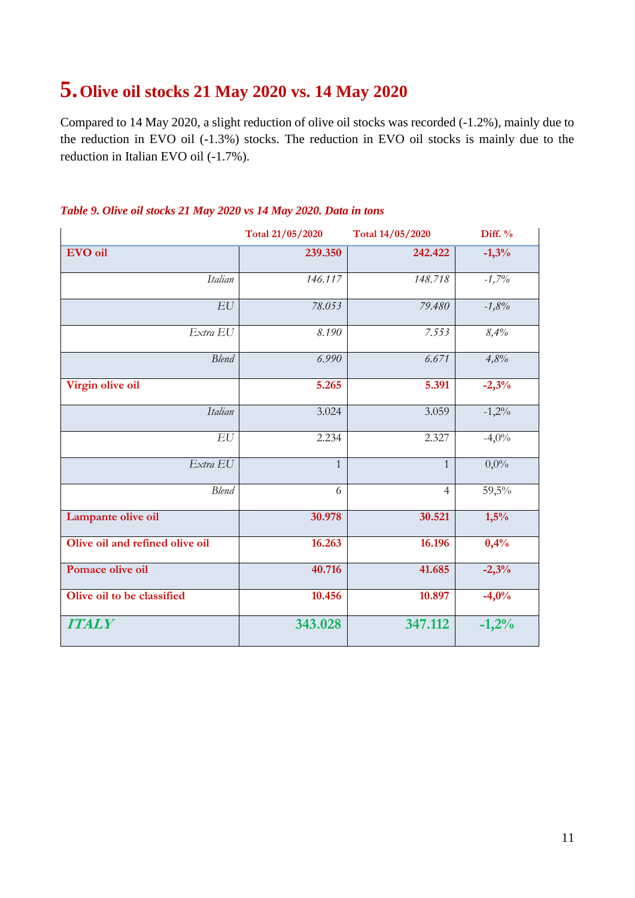# 5. Olive oil stocks 21 May 2020 vs. 14 May 2020

Compared to 14 May 2020, a slight reduction of olive oil stocks was recorded (-1.2%), mainly due to the reduction in EVO oil (-1.3%) stocks. The reduction in EVO oil stocks is mainly due to the reduction in Italian EVO oil (-1.7%).

***Table 9. Olive oil stocks 21 May 2020 vs 14 May 2020. Data in tons***

| | Total 21/05/2020 | Total 14/05/2020 | Diff. % |
|---|---|---|---|
| **EVO oil** | **239.350** | **242.422** | **-1,3%** |
| *Italian* | *146.117* | *148.718* | *-1,7%* |
| *EU* | *78.053* | *79.480* | *-1,8%* |
| *Extra EU* | *8.190* | *7.553* | *8,4%* |
| *Blend* | *6.990* | *6.671* | *4,8%* |
| **Virgin olive oil** | **5.265** | **5.391** | **-2,3%** |
| *Italian* | 3.024 | 3.059 | -1,2% |
| *EU* | 2.234 | 2.327 | -4,0% |
| *Extra EU* | 1 | 1 | 0,0% |
| *Blend* | 6 | 4 | 59,5% |
| **Lampante olive oil** | **30.978** | **30.521** | **1,5%** |
| **Olive oil and refined olive oil** | **16.263** | **16.196** | **0,4%** |
| **Pomace olive oil** | **40.716** | **41.685** | **-2,3%** |
| **Olive oil to be classified** | **10.456** | **10.897** | **-4,0%** |
| ***ITALY*** | **343.028** | **347.112** | **-1,2%** |